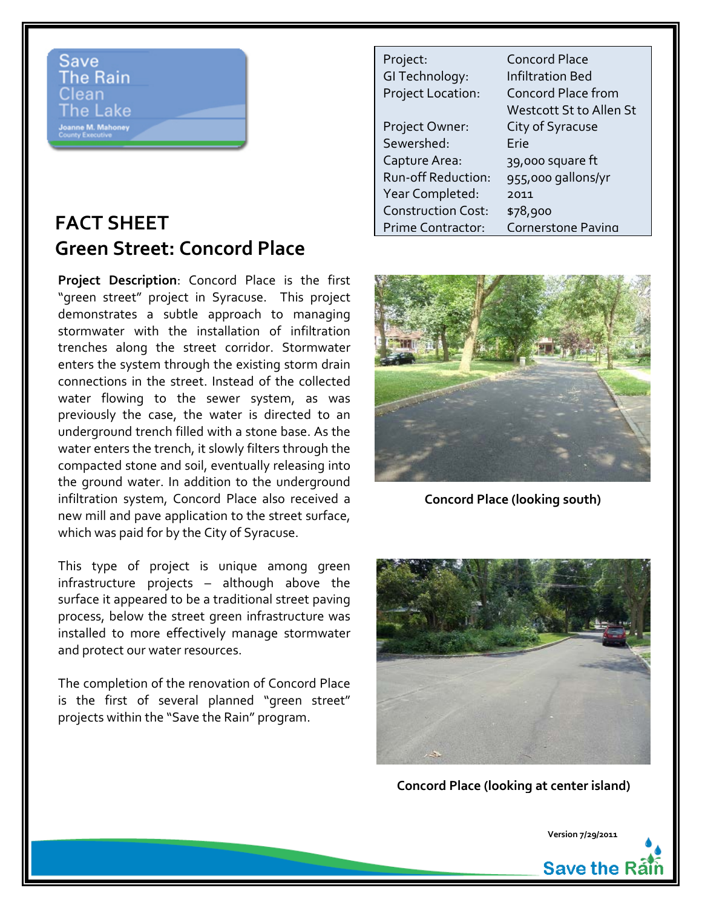Save The Rain Clean The Lake

Joanne M. Mahoney
County Executive

| | |
|---|---|
| Project: | Concord Place |
| GI Technology: | Infiltration Bed |
| Project Location: | Concord Place from Westcott St to Allen St |
| Project Owner: | City of Syracuse |
| Sewershed: | Erie |
| Capture Area: | 39,000 square ft |
| Run-off Reduction: | 955,000 gallons/yr |
| Year Completed: | 2011 |
| Construction Cost: | $78,900 |
| Prime Contractor: | Cornerstone Paving |

# FACT SHEET
## Green Street: Concord Place

**Project Description**: Concord Place is the first "green street" project in Syracuse. This project demonstrates a subtle approach to managing stormwater with the installation of infiltration trenches along the street corridor. Stormwater enters the system through the existing storm drain connections in the street. Instead of the collected water flowing to the sewer system, as was previously the case, the water is directed to an underground trench filled with a stone base. As the water enters the trench, it slowly filters through the compacted stone and soil, eventually releasing into the ground water. In addition to the underground infiltration system, Concord Place also received a new mill and pave application to the street surface, which was paid for by the City of Syracuse.

This type of project is unique among green infrastructure projects – although above the surface it appeared to be a traditional street paving process, below the street green infrastructure was installed to more effectively manage stormwater and protect our water resources.

The completion of the renovation of Concord Place is the first of several planned "green street" projects within the "Save the Rain" program.

**Concord Place (looking south)**

**Concord Place (looking at center island)**

Version 7/29/2011

Save the Rain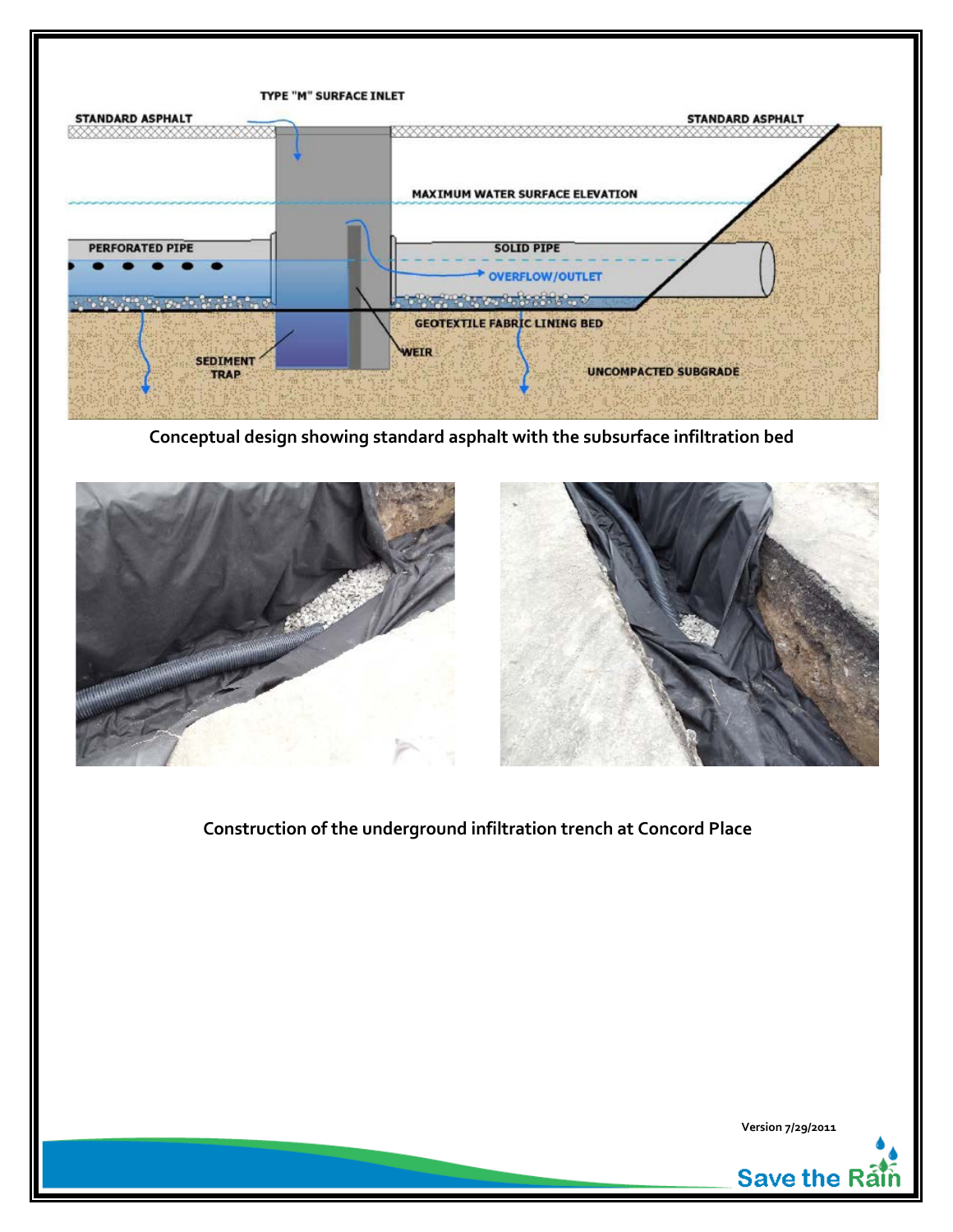TYPE "M" SURFACE INLET

STANDARD ASPHALT

STANDARD ASPHALT

MAXIMUM WATER SURFACE ELEVATION

PERFORATED PIPE

SOLID PIPE

OVERFLOW/OUTLET

GEOTEXTILE FABRIC LINING BED

WEIR

SEDIMENT TRAP

UNCOMPACTED SUBGRADE

**Conceptual design showing standard asphalt with the subsurface infiltration bed**

**Construction of the underground infiltration trench at Concord Place**

Version 7/29/2011